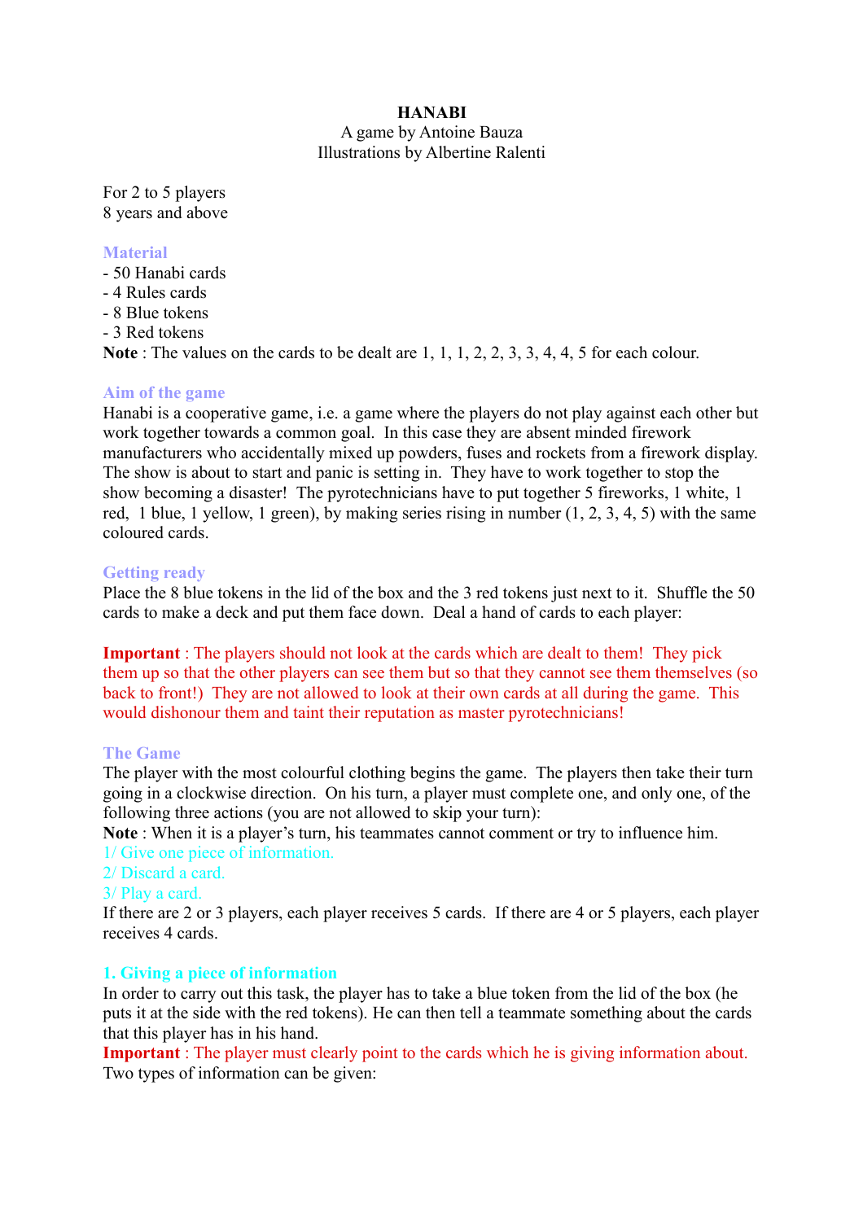# HANABI

A game by Antoine Bauza
Illustrations by Albertine Ralenti

For 2 to 5 players
8 years and above

## Material

- 50 Hanabi cards
- 4 Rules cards
- 8 Blue tokens
- 3 Red tokens

**Note** : The values on the cards to be dealt are 1, 1, 1, 2, 2, 3, 3, 4, 4, 5 for each colour.

## Aim of the game

Hanabi is a cooperative game, i.e. a game where the players do not play against each other but work together towards a common goal. In this case they are absent minded firework manufacturers who accidentally mixed up powders, fuses and rockets from a firework display. The show is about to start and panic is setting in. They have to work together to stop the show becoming a disaster! The pyrotechnicians have to put together 5 fireworks, 1 white, 1 red, 1 blue, 1 yellow, 1 green), by making series rising in number (1, 2, 3, 4, 5) with the same coloured cards.

## Getting ready

Place the 8 blue tokens in the lid of the box and the 3 red tokens just next to it. Shuffle the 50 cards to make a deck and put them face down. Deal a hand of cards to each player:

**Important** : The players should not look at the cards which are dealt to them! They pick them up so that the other players can see them but so that they cannot see them themselves (so back to front!) They are not allowed to look at their own cards at all during the game. This would dishonour them and taint their reputation as master pyrotechnicians!

## The Game

The player with the most colourful clothing begins the game. The players then take their turn going in a clockwise direction. On his turn, a player must complete one, and only one, of the following three actions (you are not allowed to skip your turn):

**Note** : When it is a player's turn, his teammates cannot comment or try to influence him.

1/ Give one piece of information.
2/ Discard a card.
3/ Play a card.

If there are 2 or 3 players, each player receives 5 cards. If there are 4 or 5 players, each player receives 4 cards.

### 1. Giving a piece of information

In order to carry out this task, the player has to take a blue token from the lid of the box (he puts it at the side with the red tokens). He can then tell a teammate something about the cards that this player has in his hand.

**Important** : The player must clearly point to the cards which he is giving information about.

Two types of information can be given: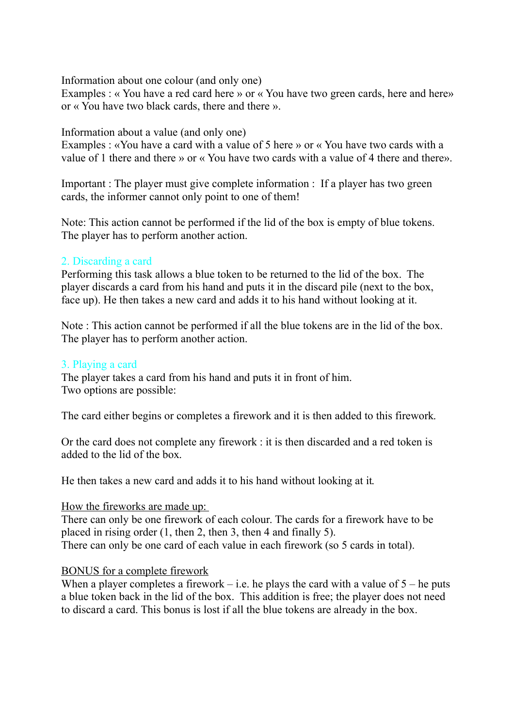Information about one colour (and only one)
Examples : « You have a red card here » or « You have two green cards, here and here» or « You have two black cards, there and there ».

Information about a value (and only one)
Examples : «You have a card with a value of 5 here » or « You have two cards with a value of 1 there and there » or « You have two cards with a value of 4 there and there».

Important : The player must give complete information : If a player has two green cards, the informer cannot only point to one of them!

Note: This action cannot be performed if the lid of the box is empty of blue tokens. The player has to perform another action.

### 2. Discarding a card

Performing this task allows a blue token to be returned to the lid of the box. The player discards a card from his hand and puts it in the discard pile (next to the box, face up). He then takes a new card and adds it to his hand without looking at it.

Note : This action cannot be performed if all the blue tokens are in the lid of the box. The player has to perform another action.

### 3. Playing a card

The player takes a card from his hand and puts it in front of him.
Two options are possible:

The card either begins or completes a firework and it is then added to this firework.

Or the card does not complete any firework : it is then discarded and a red token is added to the lid of the box.

He then takes a new card and adds it to his hand without looking at it.

<u>How the fireworks are made up:</u>
There can only be one firework of each colour. The cards for a firework have to be placed in rising order (1, then 2, then 3, then 4 and finally 5).
There can only be one card of each value in each firework (so 5 cards in total).

<u>BONUS for a complete firework</u>
When a player completes a firework – i.e. he plays the card with a value of 5 – he puts a blue token back in the lid of the box. This addition is free; the player does not need to discard a card. This bonus is lost if all the blue tokens are already in the box.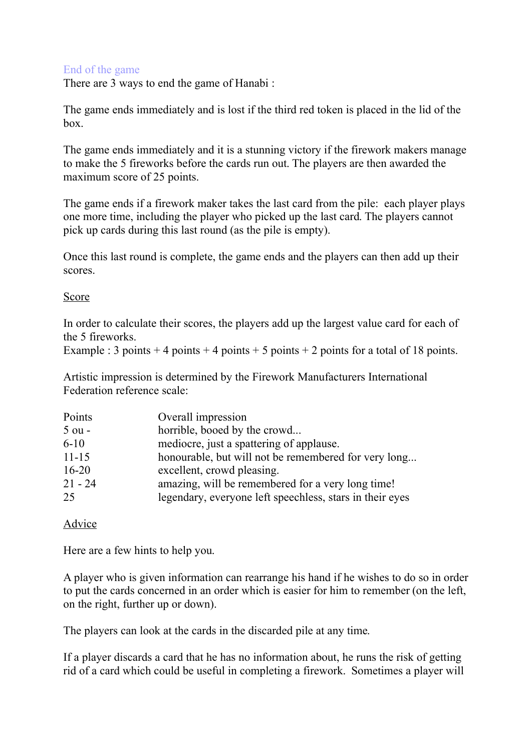## End of the game

There are 3 ways to end the game of Hanabi :

The game ends immediately and is lost if the third red token is placed in the lid of the box.

The game ends immediately and it is a stunning victory if the firework makers manage to make the 5 fireworks before the cards run out. The players are then awarded the maximum score of 25 points.

The game ends if a firework maker takes the last card from the pile: each player plays one more time, including the player who picked up the last card. The players cannot pick up cards during this last round (as the pile is empty).

Once this last round is complete, the game ends and the players can then add up their scores.

### Score

In order to calculate their scores, the players add up the largest value card for each of the 5 fireworks.
Example : 3 points + 4 points + 4 points + 5 points + 2 points for a total of 18 points.

Artistic impression is determined by the Firework Manufacturers International Federation reference scale:

| Points | Overall impression |
|---|---|
| 5 ou - | horrible, booed by the crowd... |
| 6-10 | mediocre, just a spattering of applause. |
| 11-15 | honourable, but will not be remembered for very long... |
| 16-20 | excellent, crowd pleasing. |
| 21 - 24 | amazing, will be remembered for a very long time! |
| 25 | legendary, everyone left speechless, stars in their eyes |

### Advice

Here are a few hints to help you.

A player who is given information can rearrange his hand if he wishes to do so in order to put the cards concerned in an order which is easier for him to remember (on the left, on the right, further up or down).

The players can look at the cards in the discarded pile at any time.

If a player discards a card that he has no information about, he runs the risk of getting rid of a card which could be useful in completing a firework. Sometimes a player will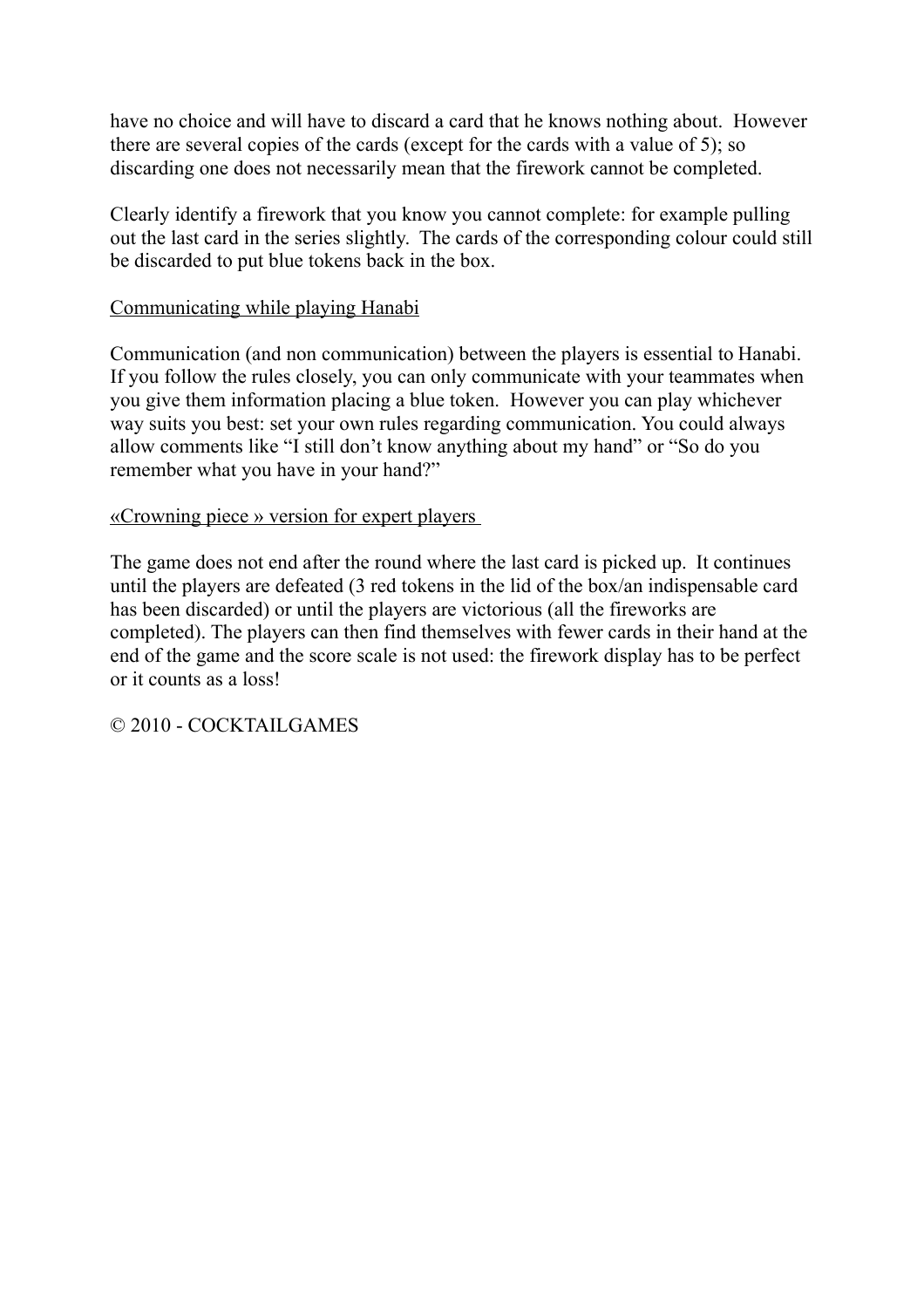have no choice and will have to discard a card that he knows nothing about. However there are several copies of the cards (except for the cards with a value of 5); so discarding one does not necessarily mean that the firework cannot be completed.

Clearly identify a firework that you know you cannot complete: for example pulling out the last card in the series slightly. The cards of the corresponding colour could still be discarded to put blue tokens back in the box.

## Communicating while playing Hanabi

Communication (and non communication) between the players is essential to Hanabi. If you follow the rules closely, you can only communicate with your teammates when you give them information placing a blue token. However you can play whichever way suits you best: set your own rules regarding communication. You could always allow comments like "I still don't know anything about my hand" or "So do you remember what you have in your hand?"

## «Crowning piece » version for expert players

The game does not end after the round where the last card is picked up. It continues until the players are defeated (3 red tokens in the lid of the box/an indispensable card has been discarded) or until the players are victorious (all the fireworks are completed). The players can then find themselves with fewer cards in their hand at the end of the game and the score scale is not used: the firework display has to be perfect or it counts as a loss!

© 2010 - COCKTAILGAMES